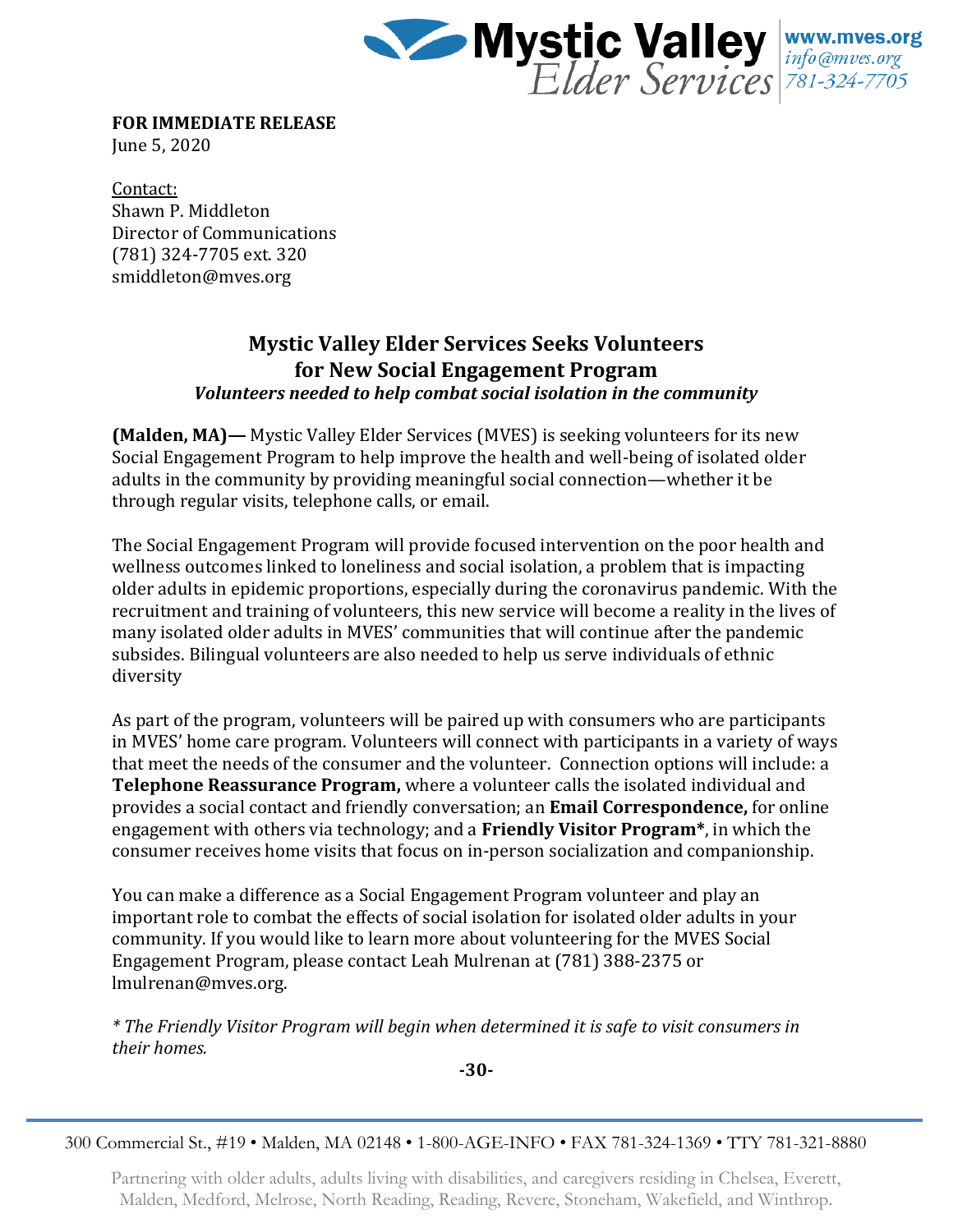Mystic Valley Elder Services
www.mves.org
info@mves.org
781-324-7705

**FOR IMMEDIATE RELEASE**
June 5, 2020

Contact:
Shawn P. Middleton
Director of Communications
(781) 324-7705 ext. 320
smiddleton@mves.org

## Mystic Valley Elder Services Seeks Volunteers for New Social Engagement Program

***Volunteers needed to help combat social isolation in the community***

**(Malden, MA)—** Mystic Valley Elder Services (MVES) is seeking volunteers for its new Social Engagement Program to help improve the health and well-being of isolated older adults in the community by providing meaningful social connection—whether it be through regular visits, telephone calls, or email.

The Social Engagement Program will provide focused intervention on the poor health and wellness outcomes linked to loneliness and social isolation, a problem that is impacting older adults in epidemic proportions, especially during the coronavirus pandemic. With the recruitment and training of volunteers, this new service will become a reality in the lives of many isolated older adults in MVES' communities that will continue after the pandemic subsides. Bilingual volunteers are also needed to help us serve individuals of ethnic diversity

As part of the program, volunteers will be paired up with consumers who are participants in MVES' home care program. Volunteers will connect with participants in a variety of ways that meet the needs of the consumer and the volunteer. Connection options will include: a **Telephone Reassurance Program,** where a volunteer calls the isolated individual and provides a social contact and friendly conversation; an **Email Correspondence,** for online engagement with others via technology; and a **Friendly Visitor Program***, in which the consumer receives home visits that focus on in-person socialization and companionship.

You can make a difference as a Social Engagement Program volunteer and play an important role to combat the effects of social isolation for isolated older adults in your community. If you would like to learn more about volunteering for the MVES Social Engagement Program, please contact Leah Mulrenan at (781) 388-2375 or lmulrenan@mves.org.

*\* The Friendly Visitor Program will begin when determined it is safe to visit consumers in their homes.*

**-30-**

300 Commercial St., #19 • Malden, MA 02148 • 1-800-AGE-INFO • FAX 781-324-1369 • TTY 781-321-8880

Partnering with older adults, adults living with disabilities, and caregivers residing in Chelsea, Everett, Malden, Medford, Melrose, North Reading, Reading, Revere, Stoneham, Wakefield, and Winthrop.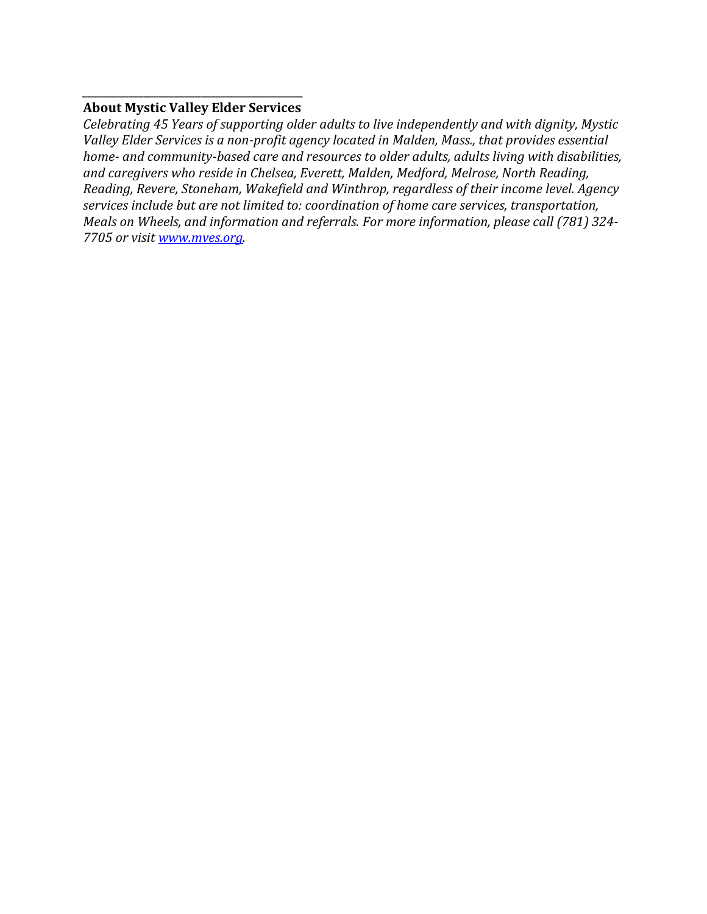---

**About Mystic Valley Elder Services**

*Celebrating 45 Years of supporting older adults to live independently and with dignity, Mystic Valley Elder Services is a non-profit agency located in Malden, Mass., that provides essential home- and community-based care and resources to older adults, adults living with disabilities, and caregivers who reside in Chelsea, Everett, Malden, Medford, Melrose, North Reading, Reading, Revere, Stoneham, Wakefield and Winthrop, regardless of their income level. Agency services include but are not limited to: coordination of home care services, transportation, Meals on Wheels, and information and referrals. For more information, please call (781) 324-7705 or visit [www.mves.org](http://www.mves.org).*